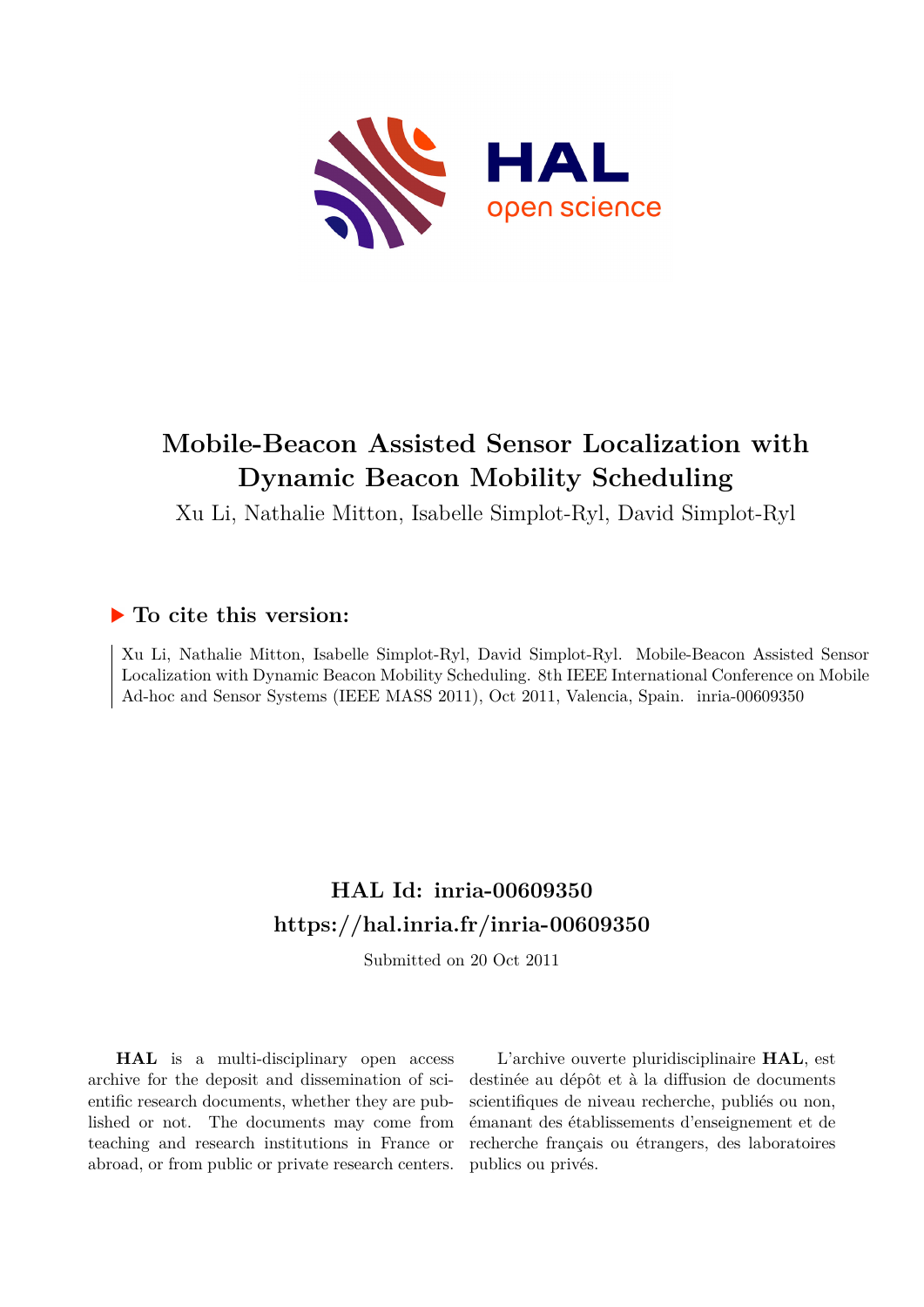# Mobile-Beacon Assisted Sensor Localization with Dynamic Beacon Mobility Scheduling

Xu Li, Nathalie Mitton, Isabelle Simplot-Ryl, David Simplot-Ryl

## ▶ To cite this version:

Xu Li, Nathalie Mitton, Isabelle Simplot-Ryl, David Simplot-Ryl. Mobile-Beacon Assisted Sensor Localization with Dynamic Beacon Mobility Scheduling. 8th IEEE International Conference on Mobile Ad-hoc and Sensor Systems (IEEE MASS 2011), Oct 2011, Valencia, Spain. inria-00609350

## HAL Id: inria-00609350
## https://hal.inria.fr/inria-00609350

Submitted on 20 Oct 2011

**HAL** is a multi-disciplinary open access archive for the deposit and dissemination of scientific research documents, whether they are published or not. The documents may come from teaching and research institutions in France or abroad, or from public or private research centers.

L'archive ouverte pluridisciplinaire **HAL**, est destinée au dépôt et à la diffusion de documents scientifiques de niveau recherche, publiés ou non, émanant des établissements d'enseignement et de recherche français ou étrangers, des laboratoires publics ou privés.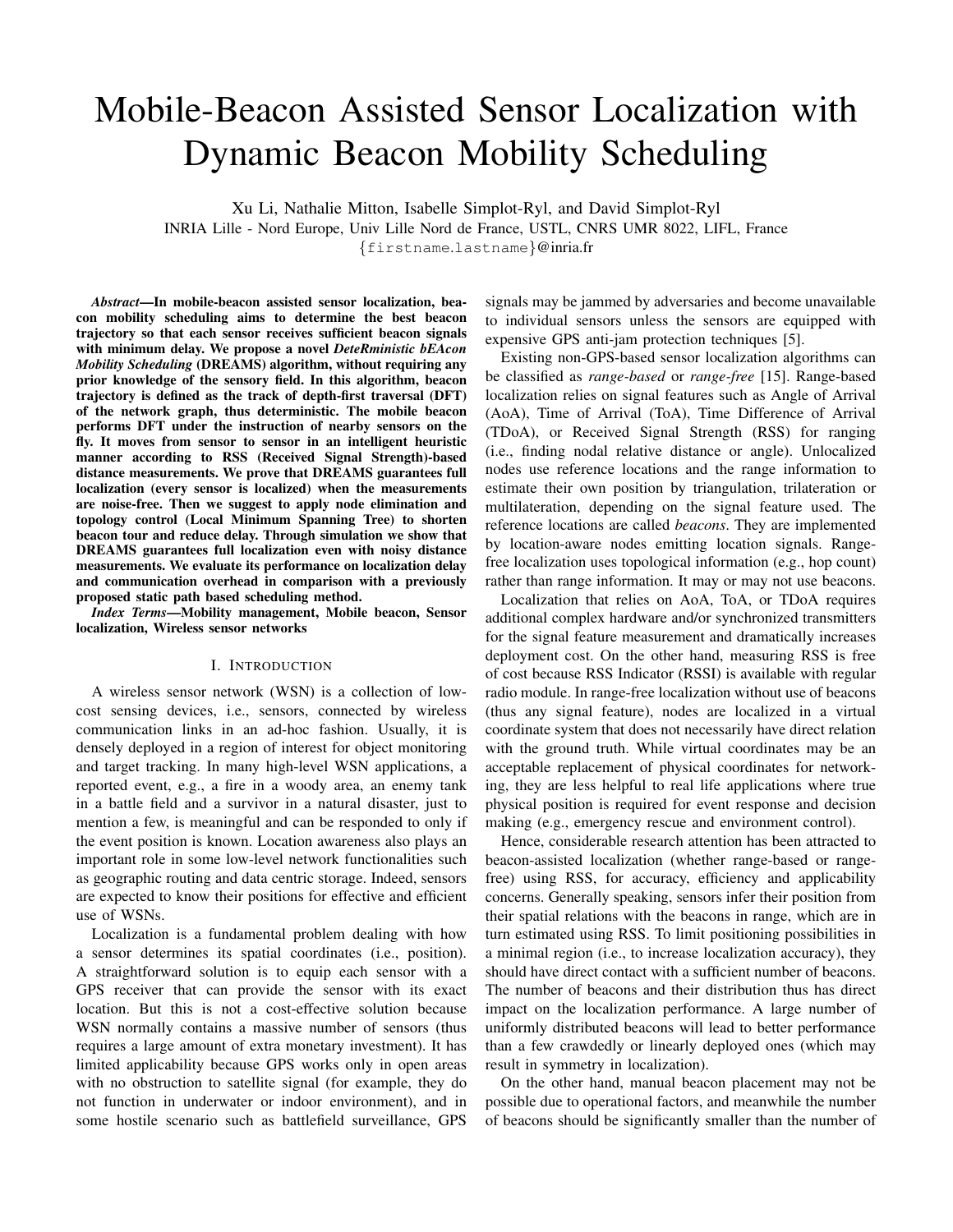# Mobile-Beacon Assisted Sensor Localization with Dynamic Beacon Mobility Scheduling

Xu Li, Nathalie Mitton, Isabelle Simplot-Ryl, and David Simplot-Ryl
INRIA Lille - Nord Europe, Univ Lille Nord de France, USTL, CNRS UMR 8022, LIFL, France
{firstname.lastname}@inria.fr

***Abstract*—In mobile-beacon assisted sensor localization, beacon mobility scheduling aims to determine the best beacon trajectory so that each sensor receives sufficient beacon signals with minimum delay. We propose a novel *DeteRministic bEAcon Mobility Scheduling* (DREAMS) algorithm, without requiring any prior knowledge of the sensory field. In this algorithm, beacon trajectory is defined as the track of depth-first traversal (DFT) of the network graph, thus deterministic. The mobile beacon performs DFT under the instruction of nearby sensors on the fly. It moves from sensor to sensor in an intelligent heuristic manner according to RSS (Received Signal Strength)-based distance measurements. We prove that DREAMS guarantees full localization (every sensor is localized) when the measurements are noise-free. Then we suggest to apply node elimination and topology control (Local Minimum Spanning Tree) to shorten beacon tour and reduce delay. Through simulation we show that DREAMS guarantees full localization even with noisy distance measurements. We evaluate its performance on localization delay and communication overhead in comparison with a previously proposed static path based scheduling method.**

***Index Terms*—Mobility management, Mobile beacon, Sensor localization, Wireless sensor networks**

## I. Introduction

A wireless sensor network (WSN) is a collection of low-cost sensing devices, i.e., sensors, connected by wireless communication links in an ad-hoc fashion. Usually, it is densely deployed in a region of interest for object monitoring and target tracking. In many high-level WSN applications, a reported event, e.g., a fire in a woody area, an enemy tank in a battle field and a survivor in a natural disaster, just to mention a few, is meaningful and can be responded to only if the event position is known. Location awareness also plays an important role in some low-level network functionalities such as geographic routing and data centric storage. Indeed, sensors are expected to know their positions for effective and efficient use of WSNs.

Localization is a fundamental problem dealing with how a sensor determines its spatial coordinates (i.e., position). A straightforward solution is to equip each sensor with a GPS receiver that can provide the sensor with its exact location. But this is not a cost-effective solution because WSN normally contains a massive number of sensors (thus requires a large amount of extra monetary investment). It has limited applicability because GPS works only in open areas with no obstruction to satellite signal (for example, they do not function in underwater or indoor environment), and in some hostile scenario such as battlefield surveillance, GPS signals may be jammed by adversaries and become unavailable to individual sensors unless the sensors are equipped with expensive GPS anti-jam protection techniques [5].

Existing non-GPS-based sensor localization algorithms can be classified as *range-based* or *range-free* [15]. Range-based localization relies on signal features such as Angle of Arrival (AoA), Time of Arrival (ToA), Time Difference of Arrival (TDoA), or Received Signal Strength (RSS) for ranging (i.e., finding nodal relative distance or angle). Unlocalized nodes use reference locations and the range information to estimate their own position by triangulation, trilateration or multilateration, depending on the signal feature used. The reference locations are called *beacons*. They are implemented by location-aware nodes emitting location signals. Range-free localization uses topological information (e.g., hop count) rather than range information. It may or may not use beacons.

Localization that relies on AoA, ToA, or TDoA requires additional complex hardware and/or synchronized transmitters for the signal feature measurement and dramatically increases deployment cost. On the other hand, measuring RSS is free of cost because RSS Indicator (RSSI) is available with regular radio module. In range-free localization without use of beacons (thus any signal feature), nodes are localized in a virtual coordinate system that does not necessarily have direct relation with the ground truth. While virtual coordinates may be an acceptable replacement of physical coordinates for networking, they are less helpful to real life applications where true physical position is required for event response and decision making (e.g., emergency rescue and environment control).

Hence, considerable research attention has been attracted to beacon-assisted localization (whether range-based or range-free) using RSS, for accuracy, efficiency and applicability concerns. Generally speaking, sensors infer their position from their spatial relations with the beacons in range, which are in turn estimated using RSS. To limit positioning possibilities in a minimal region (i.e., to increase localization accuracy), they should have direct contact with a sufficient number of beacons. The number of beacons and their distribution thus has direct impact on the localization performance. A large number of uniformly distributed beacons will lead to better performance than a few crawdedly or linearly deployed ones (which may result in symmetry in localization).

On the other hand, manual beacon placement may not be possible due to operational factors, and meanwhile the number of beacons should be significantly smaller than the number of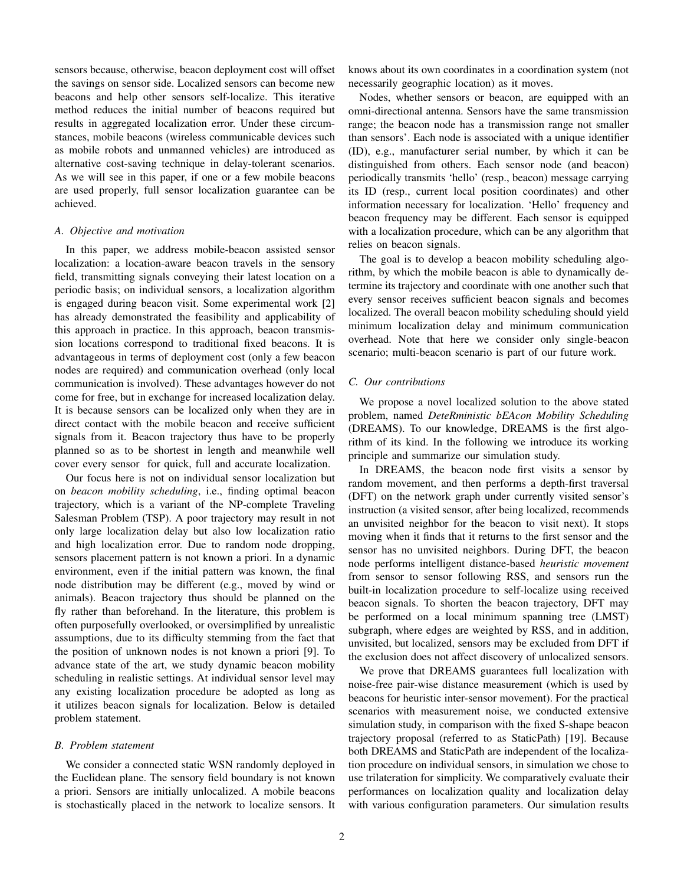sensors because, otherwise, beacon deployment cost will offset the savings on sensor side. Localized sensors can become new beacons and help other sensors self-localize. This iterative method reduces the initial number of beacons required but results in aggregated localization error. Under these circumstances, mobile beacons (wireless communicable devices such as mobile robots and unmanned vehicles) are introduced as alternative cost-saving technique in delay-tolerant scenarios. As we will see in this paper, if one or a few mobile beacons are used properly, full sensor localization guarantee can be achieved.

### A. Objective and motivation

In this paper, we address mobile-beacon assisted sensor localization: a location-aware beacon travels in the sensory field, transmitting signals conveying their latest location on a periodic basis; on individual sensors, a localization algorithm is engaged during beacon visit. Some experimental work [2] has already demonstrated the feasibility and applicability of this approach in practice. In this approach, beacon transmission locations correspond to traditional fixed beacons. It is advantageous in terms of deployment cost (only a few beacon nodes are required) and communication overhead (only local communication is involved). These advantages however do not come for free, but in exchange for increased localization delay. It is because sensors can be localized only when they are in direct contact with the mobile beacon and receive sufficient signals from it. Beacon trajectory thus have to be properly planned so as to be shortest in length and meanwhile well cover every sensor for quick, full and accurate localization.

Our focus here is not on individual sensor localization but on *beacon mobility scheduling*, i.e., finding optimal beacon trajectory, which is a variant of the NP-complete Traveling Salesman Problem (TSP). A poor trajectory may result in not only large localization delay but also low localization ratio and high localization error. Due to random node dropping, sensors placement pattern is not known a priori. In a dynamic environment, even if the initial pattern was known, the final node distribution may be different (e.g., moved by wind or animals). Beacon trajectory thus should be planned on the fly rather than beforehand. In the literature, this problem is often purposefully overlooked, or oversimplified by unrealistic assumptions, due to its difficulty stemming from the fact that the position of unknown nodes is not known a priori [9]. To advance state of the art, we study dynamic beacon mobility scheduling in realistic settings. At individual sensor level may any existing localization procedure be adopted as long as it utilizes beacon signals for localization. Below is detailed problem statement.

### B. Problem statement

We consider a connected static WSN randomly deployed in the Euclidean plane. The sensory field boundary is not known a priori. Sensors are initially unlocalized. A mobile beacons is stochastically placed in the network to localize sensors. It knows about its own coordinates in a coordination system (not necessarily geographic location) as it moves.

Nodes, whether sensors or beacon, are equipped with an omni-directional antenna. Sensors have the same transmission range; the beacon node has a transmission range not smaller than sensors'. Each node is associated with a unique identifier (ID), e.g., manufacturer serial number, by which it can be distinguished from others. Each sensor node (and beacon) periodically transmits 'hello' (resp., beacon) message carrying its ID (resp., current local position coordinates) and other information necessary for localization. 'Hello' frequency and beacon frequency may be different. Each sensor is equipped with a localization procedure, which can be any algorithm that relies on beacon signals.

The goal is to develop a beacon mobility scheduling algorithm, by which the mobile beacon is able to dynamically determine its trajectory and coordinate with one another such that every sensor receives sufficient beacon signals and becomes localized. The overall beacon mobility scheduling should yield minimum localization delay and minimum communication overhead. Note that here we consider only single-beacon scenario; multi-beacon scenario is part of our future work.

### C. Our contributions

We propose a novel localized solution to the above stated problem, named *DeteRministic bEAcon Mobility Scheduling* (DREAMS). To our knowledge, DREAMS is the first algorithm of its kind. In the following we introduce its working principle and summarize our simulation study.

In DREAMS, the beacon node first visits a sensor by random movement, and then performs a depth-first traversal (DFT) on the network graph under currently visited sensor's instruction (a visited sensor, after being localized, recommends an unvisited neighbor for the beacon to visit next). It stops moving when it finds that it returns to the first sensor and the sensor has no unvisited neighbors. During DFT, the beacon node performs intelligent distance-based *heuristic movement* from sensor to sensor following RSS, and sensors run the built-in localization procedure to self-localize using received beacon signals. To shorten the beacon trajectory, DFT may be performed on a local minimum spanning tree (LMST) subgraph, where edges are weighted by RSS, and in addition, unvisited, but localized, sensors may be excluded from DFT if the exclusion does not affect discovery of unlocalized sensors.

We prove that DREAMS guarantees full localization with noise-free pair-wise distance measurement (which is used by beacons for heuristic inter-sensor movement). For the practical scenarios with measurement noise, we conducted extensive simulation study, in comparison with the fixed S-shape beacon trajectory proposal (referred to as StaticPath) [19]. Because both DREAMS and StaticPath are independent of the localization procedure on individual sensors, in simulation we chose to use trilateration for simplicity. We comparatively evaluate their performances on localization quality and localization delay with various configuration parameters. Our simulation results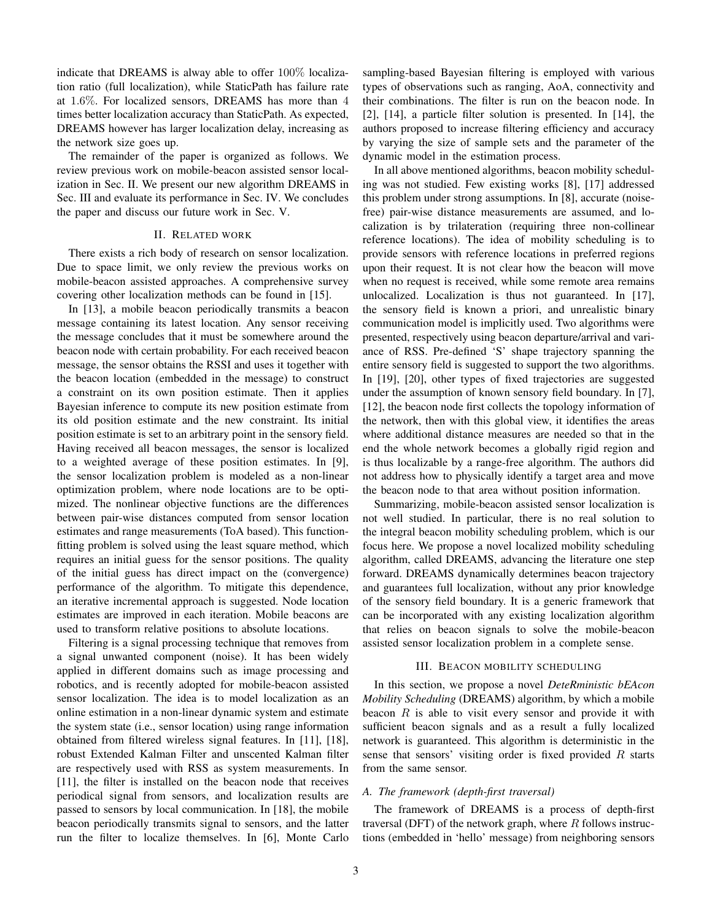indicate that DREAMS is alway able to offer $100\%$ localization ratio (full localization), while StaticPath has failure rate at $1.6\%$. For localized sensors, DREAMS has more than $4$ times better localization accuracy than StaticPath. As expected, DREAMS however has larger localization delay, increasing as the network size goes up.

The remainder of the paper is organized as follows. We review previous work on mobile-beacon assisted sensor localization in Sec. II. We present our new algorithm DREAMS in Sec. III and evaluate its performance in Sec. IV. We concludes the paper and discuss our future work in Sec. V.

## II. Related work

There exists a rich body of research on sensor localization. Due to space limit, we only review the previous works on mobile-beacon assisted approaches. A comprehensive survey covering other localization methods can be found in [15].

In [13], a mobile beacon periodically transmits a beacon message containing its latest location. Any sensor receiving the message concludes that it must be somewhere around the beacon node with certain probability. For each received beacon message, the sensor obtains the RSSI and uses it together with the beacon location (embedded in the message) to construct a constraint on its own position estimate. Then it applies Bayesian inference to compute its new position estimate from its old position estimate and the new constraint. Its initial position estimate is set to an arbitrary point in the sensory field. Having received all beacon messages, the sensor is localized to a weighted average of these position estimates. In [9], the sensor localization problem is modeled as a non-linear optimization problem, where node locations are to be optimized. The nonlinear objective functions are the differences between pair-wise distances computed from sensor location estimates and range measurements (ToA based). This function-fitting problem is solved using the least square method, which requires an initial guess for the sensor positions. The quality of the initial guess has direct impact on the (convergence) performance of the algorithm. To mitigate this dependence, an iterative incremental approach is suggested. Node location estimates are improved in each iteration. Mobile beacons are used to transform relative positions to absolute locations.

Filtering is a signal processing technique that removes from a signal unwanted component (noise). It has been widely applied in different domains such as image processing and robotics, and is recently adopted for mobile-beacon assisted sensor localization. The idea is to model localization as an online estimation in a non-linear dynamic system and estimate the system state (i.e., sensor location) using range information obtained from filtered wireless signal features. In [11], [18], robust Extended Kalman Filter and unscented Kalman filter are respectively used with RSS as system measurements. In [11], the filter is installed on the beacon node that receives periodical signal from sensors, and localization results are passed to sensors by local communication. In [18], the mobile beacon periodically transmits signal to sensors, and the latter run the filter to localize themselves. In [6], Monte Carlo sampling-based Bayesian filtering is employed with various types of observations such as ranging, AoA, connectivity and their combinations. The filter is run on the beacon node. In [2], [14], a particle filter solution is presented. In [14], the authors proposed to increase filtering efficiency and accuracy by varying the size of sample sets and the parameter of the dynamic model in the estimation process.

In all above mentioned algorithms, beacon mobility scheduling was not studied. Few existing works [8], [17] addressed this problem under strong assumptions. In [8], accurate (noise-free) pair-wise distance measurements are assumed, and localization is by trilateration (requiring three non-collinear reference locations). The idea of mobility scheduling is to provide sensors with reference locations in preferred regions upon their request. It is not clear how the beacon will move when no request is received, while some remote area remains unlocalized. Localization is thus not guaranteed. In [17], the sensory field is known a priori, and unrealistic binary communication model is implicitly used. Two algorithms were presented, respectively using beacon departure/arrival and variance of RSS. Pre-defined 'S' shape trajectory spanning the entire sensory field is suggested to support the two algorithms. In [19], [20], other types of fixed trajectories are suggested under the assumption of known sensory field boundary. In [7], [12], the beacon node first collects the topology information of the network, then with this global view, it identifies the areas where additional distance measures are needed so that in the end the whole network becomes a globally rigid region and is thus localizable by a range-free algorithm. The authors did not address how to physically identify a target area and move the beacon node to that area without position information.

Summarizing, mobile-beacon assisted sensor localization is not well studied. In particular, there is no real solution to the integral beacon mobility scheduling problem, which is our focus here. We propose a novel localized mobility scheduling algorithm, called DREAMS, advancing the literature one step forward. DREAMS dynamically determines beacon trajectory and guarantees full localization, without any prior knowledge of the sensory field boundary. It is a generic framework that can be incorporated with any existing localization algorithm that relies on beacon signals to solve the mobile-beacon assisted sensor localization problem in a complete sense.

## III. Beacon mobility scheduling

In this section, we propose a novel *DeteRministic bEAcon Mobility Scheduling* (DREAMS) algorithm, by which a mobile beacon $R$ is able to visit every sensor and provide it with sufficient beacon signals and as a result a fully localized network is guaranteed. This algorithm is deterministic in the sense that sensors' visiting order is fixed provided $R$ starts from the same sensor.

### A. The framework (depth-first traversal)

The framework of DREAMS is a process of depth-first traversal (DFT) of the network graph, where $R$ follows instructions (embedded in 'hello' message) from neighboring sensors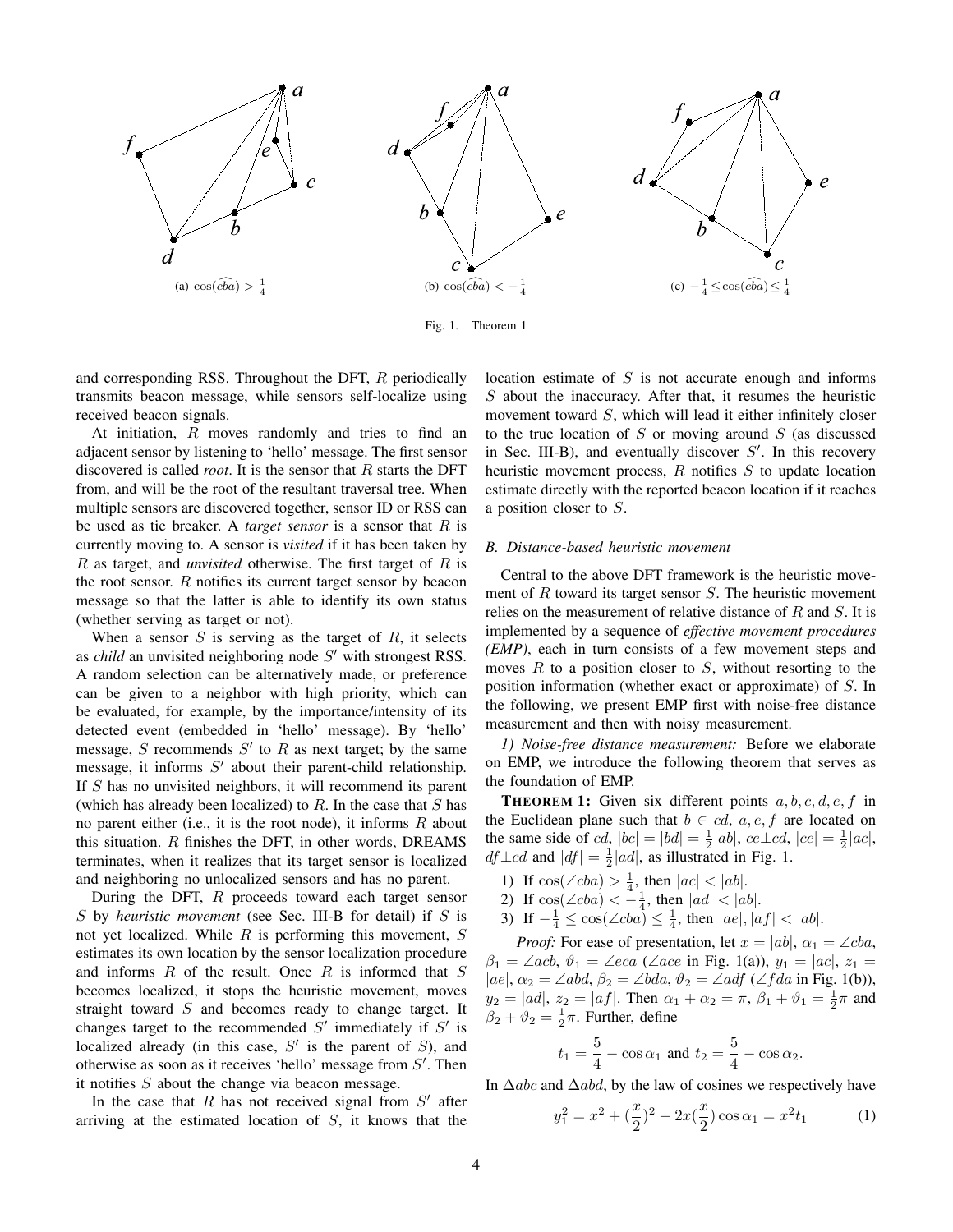(a) $\cos(\widehat{cba}) > \frac{1}{4}$

(b) $\cos(\widehat{cba}) < -\frac{1}{4}$

(c) $-\frac{1}{4} \leq \cos(\widehat{cba}) \leq \frac{1}{4}$

Fig. 1. Theorem 1

and corresponding RSS. Throughout the DFT, $R$ periodically transmits beacon message, while sensors self-localize using received beacon signals.

At initiation, $R$ moves randomly and tries to find an adjacent sensor by listening to 'hello' message. The first sensor discovered is called *root*. It is the sensor that $R$ starts the DFT from, and will be the root of the resultant traversal tree. When multiple sensors are discovered together, sensor ID or RSS can be used as tie breaker. A *target sensor* is a sensor that $R$ is currently moving to. A sensor is *visited* if it has been taken by $R$ as target, and *unvisited* otherwise. The first target of $R$ is the root sensor. $R$ notifies its current target sensor by beacon message so that the latter is able to identify its own status (whether serving as target or not).

When a sensor $S$ is serving as the target of $R$, it selects as *child* an unvisited neighboring node $S'$ with strongest RSS. A random selection can be alternatively made, or preference can be given to a neighbor with high priority, which can be evaluated, for example, by the importance/intensity of its detected event (embedded in 'hello' message). By 'hello' message, $S$ recommends $S'$ to $R$ as next target; by the same message, it informs $S'$ about their parent-child relationship. If $S$ has no unvisited neighbors, it will recommend its parent (which has already been localized) to $R$. In the case that $S$ has no parent either (i.e., it is the root node), it informs $R$ about this situation. $R$ finishes the DFT, in other words, DREAMS terminates, when it realizes that its target sensor is localized and neighboring no unlocalized sensors and has no parent.

During the DFT, $R$ proceeds toward each target sensor $S$ by *heuristic movement* (see Sec. III-B for detail) if $S$ is not yet localized. While $R$ is performing this movement, $S$ estimates its own location by the sensor localization procedure and informs $R$ of the result. Once $R$ is informed that $S$ becomes localized, it stops the heuristic movement, moves straight toward $S$ and becomes ready to change target. It changes target to the recommended $S'$ immediately if $S'$ is localized already (in this case, $S'$ is the parent of $S$), and otherwise as soon as it receives 'hello' message from $S'$. Then it notifies $S$ about the change via beacon message.

In the case that $R$ has not received signal from $S'$ after arriving at the estimated location of $S$, it knows that the location estimate of $S$ is not accurate enough and informs $S$ about the inaccuracy. After that, it resumes the heuristic movement toward $S$, which will lead it either infinitely closer to the true location of $S$ or moving around $S$ (as discussed in Sec. III-B), and eventually discover $S'$. In this recovery heuristic movement process, $R$ notifies $S$ to update location estimate directly with the reported beacon location if it reaches a position closer to $S$.

## B. Distance-based heuristic movement

Central to the above DFT framework is the heuristic movement of $R$ toward its target sensor $S$. The heuristic movement relies on the measurement of relative distance of $R$ and $S$. It is implemented by a sequence of *effective movement procedures (EMP)*, each in turn consists of a few movement steps and moves $R$ to a position closer to $S$, without resorting to the position information (whether exact or approximate) of $S$. In the following, we present EMP first with noise-free distance measurement and then with noisy measurement.

*1) Noise-free distance measurement:* Before we elaborate on EMP, we introduce the following theorem that serves as the foundation of EMP.

**THEOREM 1:** Given six different points $a, b, c, d, e, f$ in the Euclidean plane such that $b \in cd$, $a, e, f$ are located on the same side of $cd$, $|bc| = |bd| = \frac{1}{2}|ab|$, $ce \perp cd$, $|ce| = \frac{1}{2}|ac|$, $df \perp cd$ and $|df| = \frac{1}{2}|ad|$, as illustrated in Fig. 1.

1) If $\cos(\angle cba) > \frac{1}{4}$, then $|ac| < |ab|$.
2) If $\cos(\angle cba) < -\frac{1}{4}$, then $|ad| < |ab|$.
3) If $-\frac{1}{4} \leq \cos(\angle cba) \leq \frac{1}{4}$, then $|ae|, |af| < |ab|$.

*Proof:* For ease of presentation, let $x = |ab|$, $\alpha_1 = \angle cba$, $\beta_1 = \angle acb$, $\vartheta_1 = \angle eca$ ($\angle ace$ in Fig. 1(a)), $y_1 = |ac|$, $z_1 = |ae|$, $\alpha_2 = \angle abd$, $\beta_2 = \angle bda$, $\vartheta_2 = \angle adf$ ($\angle fda$ in Fig. 1(b)), $y_2 = |ad|$, $z_2 = |af|$. Then $\alpha_1 + \alpha_2 = \pi$, $\beta_1 + \vartheta_1 = \frac{1}{2}\pi$ and $\beta_2 + \vartheta_2 = \frac{1}{2}\pi$. Further, define

$$t_1 = \frac{5}{4} - \cos\alpha_1 \text{ and } t_2 = \frac{5}{4} - \cos\alpha_2.$$

In $\Delta abc$ and $\Delta abd$, by the law of cosines we respectively have

$$y_1^2 = x^2 + (\frac{x}{2})^2 - 2x(\frac{x}{2})\cos\alpha_1 = x^2 t_1 \tag{1}$$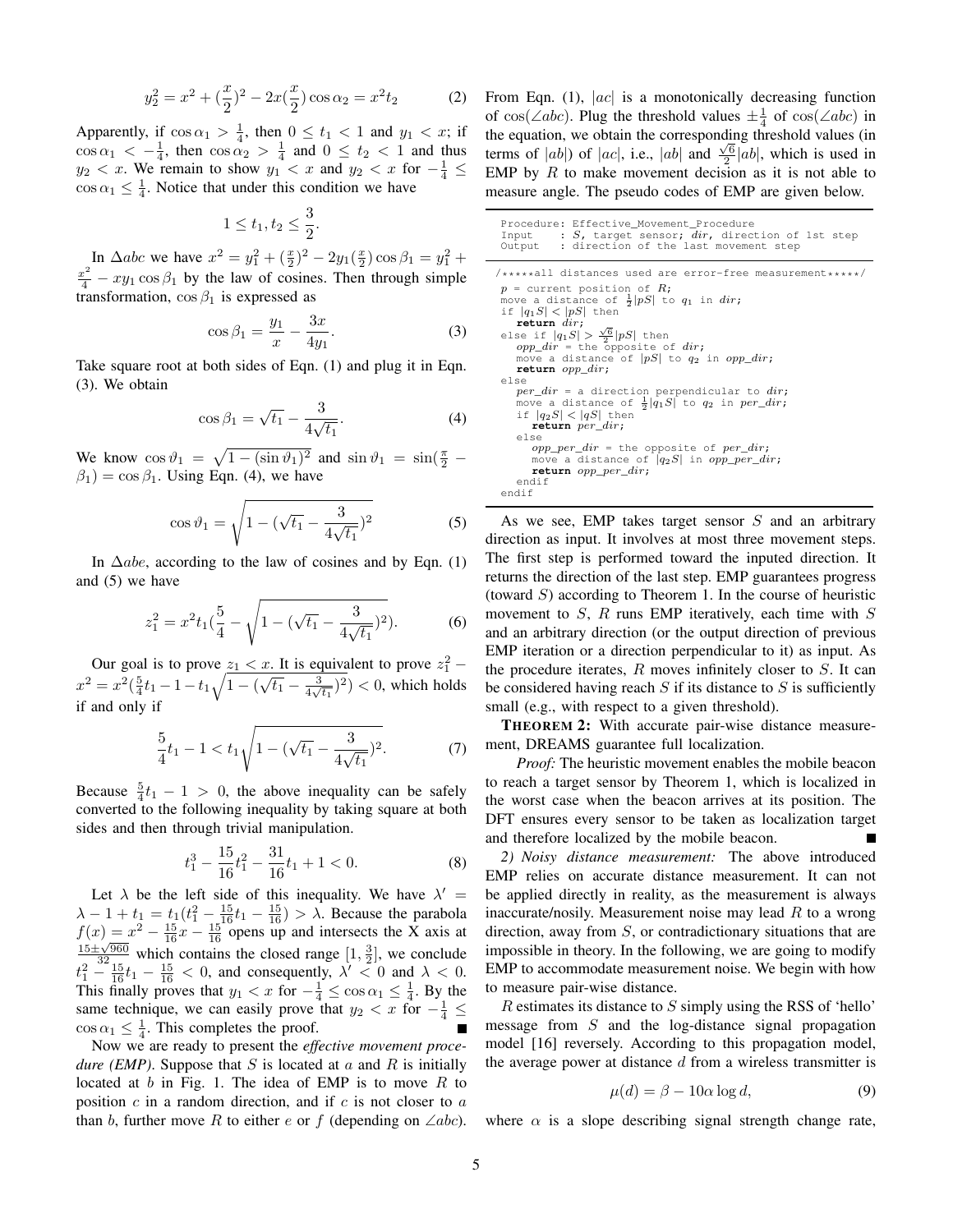$$y_2^2 = x^2 + (\frac{x}{2})^2 - 2x(\frac{x}{2})\cos\alpha_2 = x^2 t_2 \qquad (2)$$

Apparently, if $\cos\alpha_1 > \frac{1}{4}$, then $0 \leq t_1 < 1$ and $y_1 < x$; if $\cos\alpha_1 < -\frac{1}{4}$, then $\cos\alpha_2 > \frac{1}{4}$ and $0 \leq t_2 < 1$ and thus $y_2 < x$. We remain to show $y_1 < x$ and $y_2 < x$ for $-\frac{1}{4} \leq \cos\alpha_1 \leq \frac{1}{4}$. Notice that under this condition we have

$$1 \leq t_1, t_2 \leq \frac{3}{2}.$$

In $\Delta abc$ we have $x^2 = y_1^2 + (\frac{x}{2})^2 - 2y_1(\frac{x}{2})\cos\beta_1 = y_1^2 + \frac{x^2}{4} - xy_1\cos\beta_1$ by the law of cosines. Then through simple transformation, $\cos\beta_1$ is expressed as

$$\cos\beta_1 = \frac{y_1}{x} - \frac{3x}{4y_1}. \qquad (3)$$

Take square root at both sides of Eqn. (1) and plug it in Eqn. (3). We obtain

$$\cos\beta_1 = \sqrt{t_1} - \frac{3}{4\sqrt{t_1}}. \qquad (4)$$

We know $\cos\vartheta_1 = \sqrt{1 - (\sin\vartheta_1)^2}$ and $\sin\vartheta_1 = \sin(\frac{\pi}{2} - \beta_1) = \cos\beta_1$. Using Eqn. (4), we have

$$\cos\vartheta_1 = \sqrt{1 - (\sqrt{t_1} - \frac{3}{4\sqrt{t_1}})^2} \qquad (5)$$

In $\Delta abe$, according to the law of cosines and by Eqn. (1) and (5) we have

$$z_1^2 = x^2 t_1 (\frac{5}{4} - \sqrt{1 - (\sqrt{t_1} - \frac{3}{4\sqrt{t_1}})^2}). \qquad (6)$$

Our goal is to prove $z_1 < x$. It is equivalent to prove $z_1^2 - x^2 = x^2(\frac{5}{4}t_1 - 1 - t_1\sqrt{1 - (\sqrt{t_1} - \frac{3}{4\sqrt{t_1}})^2}) < 0$, which holds if and only if

$$\frac{5}{4}t_1 - 1 < t_1\sqrt{1 - (\sqrt{t_1} - \frac{3}{4\sqrt{t_1}})^2}. \qquad (7)$$

Because $\frac{5}{4}t_1 - 1 > 0$, the above inequality can be safely converted to the following inequality by taking square at both sides and then through trivial manipulation.

$$t_1^3 - \frac{15}{16}t_1^2 - \frac{31}{16}t_1 + 1 < 0. \qquad (8)$$

Let $\lambda$ be the left side of this inequality. We have $\lambda' = \lambda - 1 + t_1 = t_1(t_1^2 - \frac{15}{16}t_1 - \frac{15}{16}) > \lambda$. Because the parabola $f(x) = x^2 - \frac{15}{16}x - \frac{15}{16}$ opens up and intersects the X axis at $\frac{15 \pm \sqrt{960}}{32}$ which contains the closed range $[1, \frac{3}{2}]$, we conclude $t_1^2 - \frac{15}{16}t_1 - \frac{15}{16} < 0$, and consequently, $\lambda' < 0$ and $\lambda < 0$. This finally proves that $y_1 < x$ for $-\frac{1}{4} \leq \cos\alpha_1 \leq \frac{1}{4}$. By the same technique, we can easily prove that $y_2 < x$ for $-\frac{1}{4} \leq \cos\alpha_1 \leq \frac{1}{4}$. This completes the proof. ∎

Now we are ready to present the *effective movement procedure (EMP)*. Suppose that $S$ is located at $a$ and $R$ is initially located at $b$ in Fig. 1. The idea of EMP is to move $R$ to position $c$ in a random direction, and if $c$ is not closer to $a$ than $b$, further move $R$ to either $e$ or $f$ (depending on $\angle abc$). From Eqn. (1), $|ac|$ is a monotonically decreasing function of $\cos(\angle abc)$. Plug the threshold values $\pm\frac{1}{4}$ of $\cos(\angle abc)$ in the equation, we obtain the corresponding threshold values (in terms of $|ab|$) of $|ac|$, i.e., $|ab|$ and $\frac{\sqrt{6}}{2}|ab|$, which is used in EMP by $R$ to make movement decision as it is not able to measure angle. The pseudo codes of EMP are given below.

```
Procedure: Effective_Movement_Procedure
Input    : S, target sensor; dir, direction of 1st step
Output   : direction of the last movement step

/*****all distances used are error-free measurement*****/
p = current position of R;
move a distance of 1/2|pS| to q1 in dir;
if |q1S| < |pS| then
   return dir;
else if |q1S| > √6/2|pS| then
   opp_dir = the opposite of dir;
   move a distance of |pS| to q2 in opp_dir;
   return opp_dir;
else
   per_dir = a direction perpendicular to dir;
   move a distance of 1/2|q1S| to q2 in per_dir;
   if |q2S| < |qS| then
      return per_dir;
   else
      opp_per_dir = the opposite of per_dir;
      move a distance of |q2S| in opp_per_dir;
      return opp_per_dir;
   endif
endif
```

As we see, EMP takes target sensor $S$ and an arbitrary direction as input. It involves at most three movement steps. The first step is performed toward the inputed direction. It returns the direction of the last step. EMP guarantees progress (toward $S$) according to Theorem 1. In the course of heuristic movement to $S$, $R$ runs EMP iteratively, each time with $S$ and an arbitrary direction (or the output direction of previous EMP iteration or a direction perpendicular to it) as input. As the procedure iterates, $R$ moves infinitely closer to $S$. It can be considered having reach $S$ if its distance to $S$ is sufficiently small (e.g., with respect to a given threshold).

**THEOREM 2:** With accurate pair-wise distance measurement, DREAMS guarantee full localization.

*Proof:* The heuristic movement enables the mobile beacon to reach a target sensor by Theorem 1, which is localized in the worst case when the beacon arrives at its position. The DFT ensures every sensor to be taken as localization target and therefore localized by the mobile beacon. ∎

*2) Noisy distance measurement:* The above introduced EMP relies on accurate distance measurement. It can not be applied directly in reality, as the measurement is always inaccurate/nosily. Measurement noise may lead $R$ to a wrong direction, away from $S$, or contradictionary situations that are impossible in theory. In the following, we are going to modify EMP to accommodate measurement noise. We begin with how to measure pair-wise distance.

$R$ estimates its distance to $S$ simply using the RSS of 'hello' message from $S$ and the log-distance signal propagation model [16] reversely. According to this propagation model, the average power at distance $d$ from a wireless transmitter is

$$\mu(d) = \beta - 10\alpha\log d, \qquad (9)$$

where $\alpha$ is a slope describing signal strength change rate,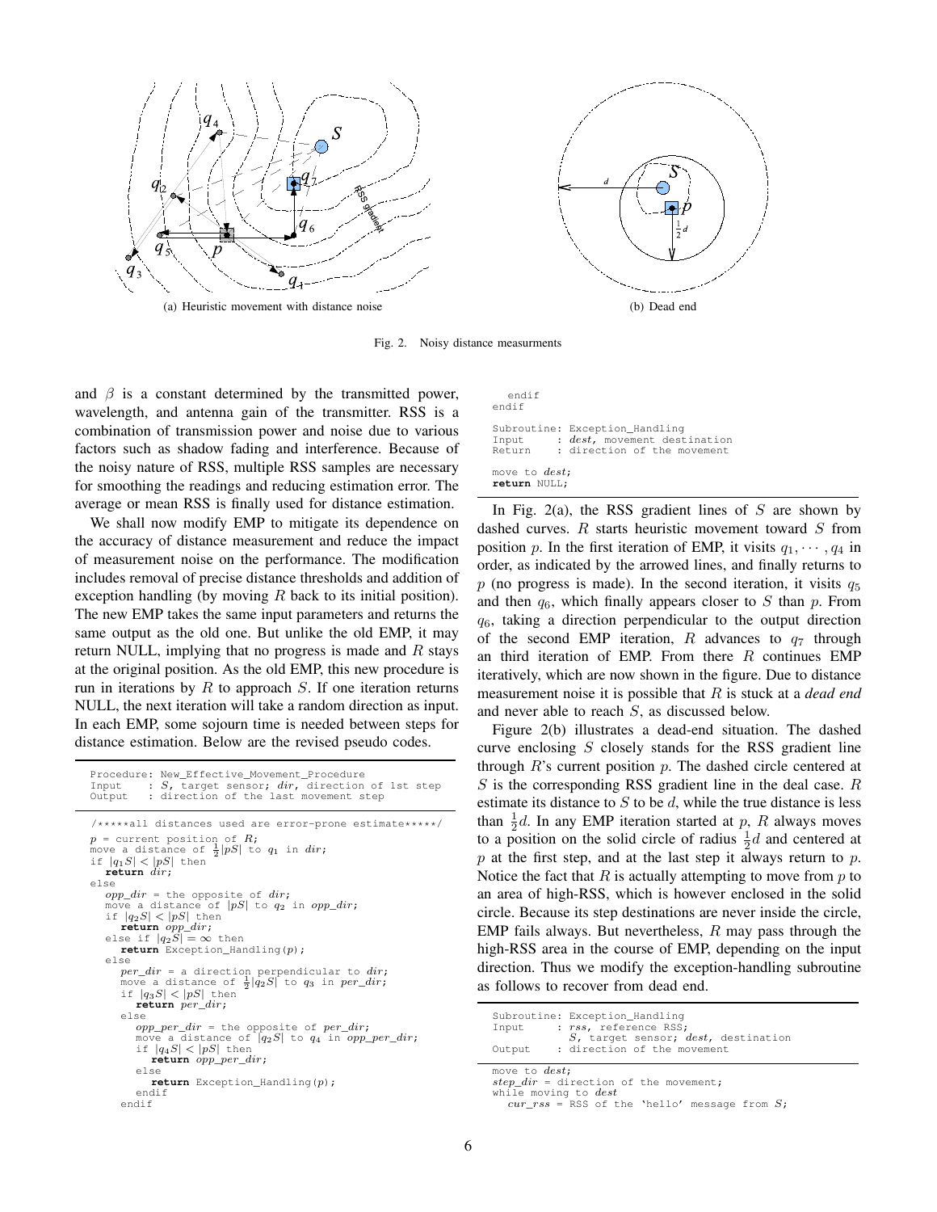(a) Heuristic movement with distance noise

(b) Dead end

Fig. 2. Noisy distance measurments

and $\beta$ is a constant determined by the transmitted power, wavelength, and antenna gain of the transmitter. RSS is a combination of transmission power and noise due to various factors such as shadow fading and interference. Because of the noisy nature of RSS, multiple RSS samples are necessary for smoothing the readings and reducing estimation error. The average or mean RSS is finally used for distance estimation.

We shall now modify EMP to mitigate its dependence on the accuracy of distance measurement and reduce the impact of measurement noise on the performance. The modification includes removal of precise distance thresholds and addition of exception handling (by moving $R$ back to its initial position). The new EMP takes the same input parameters and returns the same output as the old one. But unlike the old EMP, it may return NULL, implying that no progress is made and $R$ stays at the original position. As the old EMP, this new procedure is run in iterations by $R$ to approach $S$. If one iteration returns NULL, the next iteration will take a random direction as input. In each EMP, some sojourn time is needed between steps for distance estimation. Below are the revised pseudo codes.

```
Procedure: New_Effective_Movement_Procedure
Input    : S, target sensor; dir, direction of 1st step
Output   : direction of the last movement step

/*****all distances used are error-prone estimate*****/
p = current position of R;
move a distance of 1/2|pS| to q1 in dir;
if |q1S| < |pS| then
  return dir;
else
  opp_dir = the opposite of dir;
  move a distance of |pS| to q2 in opp_dir;
  if |q2S| < |pS| then
    return opp_dir;
  else if |q2S| = ∞ then
    return Exception_Handling(p);
  else
    per_dir = a direction perpendicular to dir;
    move a distance of 1/2|q2S| to q3 in per_dir;
    if |q3S| < |pS| then
      return per_dir;
    else
      opp_per_dir = the opposite of per_dir;
      move a distance of |q2S| to q4 in opp_per_dir;
      if |q4S| < |pS| then
        return opp_per_dir;
      else
        return Exception_Handling(p);
      endif
    endif
  endif
endif

Subroutine: Exception_Handling
Input    : dest, movement destination
Return   : direction of the movement

move to dest;
return NULL;
```

In Fig. 2(a), the RSS gradient lines of $S$ are shown by dashed curves. $R$ starts heuristic movement toward $S$ from position $p$. In the first iteration of EMP, it visits $q_1, \cdots, q_4$ in order, as indicated by the arrowed lines, and finally returns to $p$ (no progress is made). In the second iteration, it visits $q_5$ and then $q_6$, which finally appears closer to $S$ than $p$. From $q_6$, taking a direction perpendicular to the output direction of the second EMP iteration, $R$ advances to $q_7$ through an third iteration of EMP. From there $R$ continues EMP iteratively, which are now shown in the figure. Due to distance measurement noise it is possible that $R$ is stuck at a *dead end* and never able to reach $S$, as discussed below.

Figure 2(b) illustrates a dead-end situation. The dashed curve enclosing $S$ closely stands for the RSS gradient line through $R$'s current position $p$. The dashed circle centered at $S$ is the corresponding RSS gradient line in the deal case. $R$ estimate its distance to $S$ to be $d$, while the true distance is less than $\frac{1}{2}d$. In any EMP iteration started at $p$, $R$ always moves to a position on the solid circle of radius $\frac{1}{2}d$ and centered at $p$ at the first step, and at the last step it always return to $p$. Notice the fact that $R$ is actually attempting to move from $p$ to an area of high-RSS, which is however enclosed in the solid circle. Because its step destinations are never inside the circle, EMP fails always. But nevertheless, $R$ may pass through the high-RSS area in the course of EMP, depending on the input direction. Thus we modify the exception-handling subroutine as follows to recover from dead end.

```
Subroutine: Exception_Handling
Input    : rss, reference RSS;
           S, target sensor; dest, destination
Output   : direction of the movement

move to dest;
step_dir = direction of the movement;
while moving to dest
  cur_rss = RSS of the 'hello' message from S;
```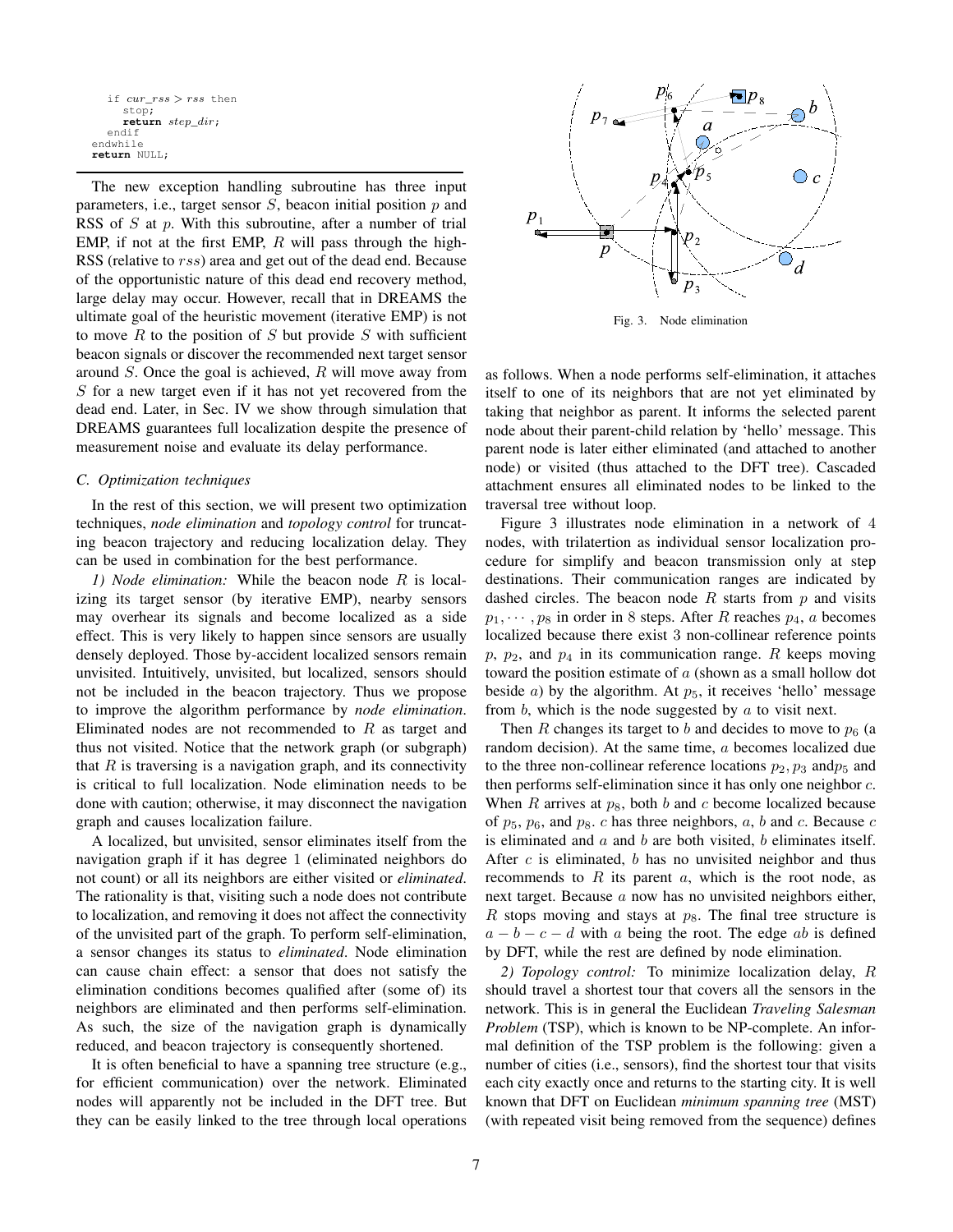```
    if cur_rss > rss then
       stop;
       return step_dir;
    endif
  endwhile
  return NULL;
```

The new exception handling subroutine has three input parameters, i.e., target sensor $S$, beacon initial position $p$ and RSS of $S$ at $p$. With this subroutine, after a number of trial EMP, if not at the first EMP, $R$ will pass through the high-RSS (relative to $rss$) area and get out of the dead end. Because of the opportunistic nature of this dead end recovery method, large delay may occur. However, recall that in DREAMS the ultimate goal of the heuristic movement (iterative EMP) is not to move $R$ to the position of $S$ but provide $S$ with sufficient beacon signals or discover the recommended next target sensor around $S$. Once the goal is achieved, $R$ will move away from $S$ for a new target even if it has not yet recovered from the dead end. Later, in Sec. IV we show through simulation that DREAMS guarantees full localization despite the presence of measurement noise and evaluate its delay performance.

### C. Optimization techniques

In the rest of this section, we will present two optimization techniques, *node elimination* and *topology control* for truncating beacon trajectory and reducing localization delay. They can be used in combination for the best performance.

*1) Node elimination:* While the beacon node $R$ is localizing its target sensor (by iterative EMP), nearby sensors may overhear its signals and become localized as a side effect. This is very likely to happen since sensors are usually densely deployed. Those by-accident localized sensors remain unvisited. Intuitively, unvisited, but localized, sensors should not be included in the beacon trajectory. Thus we propose to improve the algorithm performance by *node elimination*. Eliminated nodes are not recommended to $R$ as target and thus not visited. Notice that the network graph (or subgraph) that $R$ is traversing is a navigation graph, and its connectivity is critical to full localization. Node elimination needs to be done with caution; otherwise, it may disconnect the navigation graph and causes localization failure.

A localized, but unvisited, sensor eliminates itself from the navigation graph if it has degree 1 (eliminated neighbors do not count) or all its neighbors are either visited or *eliminated*. The rationality is that, visiting such a node does not contribute to localization, and removing it does not affect the connectivity of the unvisited part of the graph. To perform self-elimination, a sensor changes its status to *eliminated*. Node elimination can cause chain effect: a sensor that does not satisfy the elimination conditions becomes qualified after (some of) its neighbors are eliminated and then performs self-elimination. As such, the size of the navigation graph is dynamically reduced, and beacon trajectory is consequently shortened.

It is often beneficial to have a spanning tree structure (e.g., for efficient communication) over the network. Eliminated nodes will apparently not be included in the DFT tree. But they can be easily linked to the tree through local operations as follows. When a node performs self-elimination, it attaches itself to one of its neighbors that are not yet eliminated by taking that neighbor as parent. It informs the selected parent node about their parent-child relation by 'hello' message. This parent node is later either eliminated (and attached to another node) or visited (thus attached to the DFT tree). Cascaded attachment ensures all eliminated nodes to be linked to the traversal tree without loop.

Fig. 3. Node elimination

Figure 3 illustrates node elimination in a network of 4 nodes, with trilatertion as individual sensor localization procedure for simplify and beacon transmission only at step destinations. Their communication ranges are indicated by dashed circles. The beacon node $R$ starts from $p$ and visits $p_1, \cdots, p_8$ in order in 8 steps. After $R$ reaches $p_4$, $a$ becomes localized because there exist 3 non-collinear reference points $p$, $p_2$, and $p_4$ in its communication range. $R$ keeps moving toward the position estimate of $a$ (shown as a small hollow dot beside $a$) by the algorithm. At $p_5$, it receives 'hello' message from $b$, which is the node suggested by $a$ to visit next.

Then $R$ changes its target to $b$ and decides to move to $p_6$ (a random decision). At the same time, $a$ becomes localized due to the three non-collinear reference locations $p_2, p_3$ and$p_5$ and then performs self-elimination since it has only one neighbor $c$. When $R$ arrives at $p_8$, both $b$ and $c$ become localized because of $p_5$, $p_6$, and $p_8$. $c$ has three neighbors, $a$, $b$ and $c$. Because $c$ is eliminated and $a$ and $b$ are both visited, $b$ eliminates itself. After $c$ is eliminated, $b$ has no unvisited neighbor and thus recommends to $R$ its parent $a$, which is the root node, as next target. Because $a$ now has no unvisited neighbors either, $R$ stops moving and stays at $p_8$. The final tree structure is $a - b - c - d$ with $a$ being the root. The edge $ab$ is defined by DFT, while the rest are defined by node elimination.

*2) Topology control:* To minimize localization delay, $R$ should travel a shortest tour that covers all the sensors in the network. This is in general the Euclidean *Traveling Salesman Problem* (TSP), which is known to be NP-complete. An informal definition of the TSP problem is the following: given a number of cities (i.e., sensors), find the shortest tour that visits each city exactly once and returns to the starting city. It is well known that DFT on Euclidean *minimum spanning tree* (MST) (with repeated visit being removed from the sequence) defines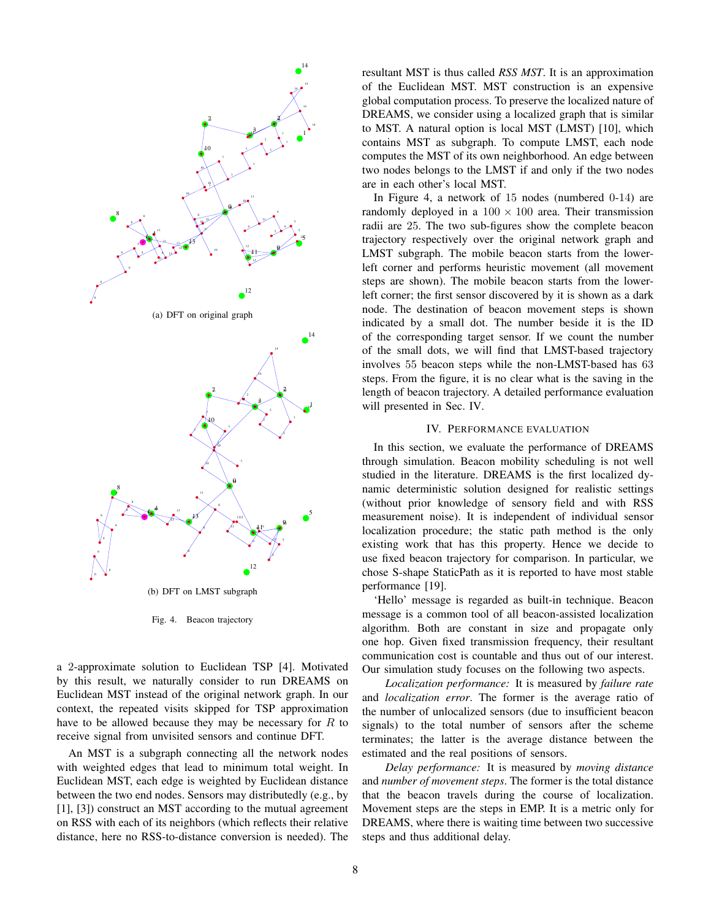(a) DFT on original graph

(b) DFT on LMST subgraph

Fig. 4. Beacon trajectory

a 2-approximate solution to Euclidean TSP [4]. Motivated by this result, we naturally consider to run DREAMS on Euclidean MST instead of the original network graph. In our context, the repeated visits skipped for TSP approximation have to be allowed because they may be necessary for $R$ to receive signal from unvisited sensors and continue DFT.

An MST is a subgraph connecting all the network nodes with weighted edges that lead to minimum total weight. In Euclidean MST, each edge is weighted by Euclidean distance between the two end nodes. Sensors may distributedly (e.g., by [1], [3]) construct an MST according to the mutual agreement on RSS with each of its neighbors (which reflects their relative distance, here no RSS-to-distance conversion is needed). The resultant MST is thus called *RSS MST*. It is an approximation of the Euclidean MST. MST construction is an expensive global computation process. To preserve the localized nature of DREAMS, we consider using a localized graph that is similar to MST. A natural option is local MST (LMST) [10], which contains MST as subgraph. To compute LMST, each node computes the MST of its own neighborhood. An edge between two nodes belongs to the LMST if and only if the two nodes are in each other's local MST.

In Figure 4, a network of 15 nodes (numbered 0-14) are randomly deployed in a $100 \times 100$ area. Their transmission radii are 25. The two sub-figures show the complete beacon trajectory respectively over the original network graph and LMST subgraph. The mobile beacon starts from the lower-left corner and performs heuristic movement (all movement steps are shown). The mobile beacon starts from the lower-left corner; the first sensor discovered by it is shown as a dark node. The destination of beacon movement steps is shown indicated by a small dot. The number beside it is the ID of the corresponding target sensor. If we count the number of the small dots, we will find that LMST-based trajectory involves 55 beacon steps while the non-LMST-based has 63 steps. From the figure, it is no clear what is the saving in the length of beacon trajectory. A detailed performance evaluation will presented in Sec. IV.

## IV. Performance Evaluation

In this section, we evaluate the performance of DREAMS through simulation. Beacon mobility scheduling is not well studied in the literature. DREAMS is the first localized dynamic deterministic solution designed for realistic settings (without prior knowledge of sensory field and with RSS measurement noise). It is independent of individual sensor localization procedure; the static path method is the only existing work that has this property. Hence we decide to use fixed beacon trajectory for comparison. In particular, we chose S-shape StaticPath as it is reported to have most stable performance [19].

'Hello' message is regarded as built-in technique. Beacon message is a common tool of all beacon-assisted localization algorithm. Both are constant in size and propagate only one hop. Given fixed transmission frequency, their resultant communication cost is countable and thus out of our interest. Our simulation study focuses on the following two aspects.

*Localization performance:* It is measured by *failure rate* and *localization error*. The former is the average ratio of the number of unlocalized sensors (due to insufficient beacon signals) to the total number of sensors after the scheme terminates; the latter is the average distance between the estimated and the real positions of sensors.

*Delay performance:* It is measured by *moving distance* and *number of movement steps*. The former is the total distance that the beacon travels during the course of localization. Movement steps are the steps in EMP. It is a metric only for DREAMS, where there is waiting time between two successive steps and thus additional delay.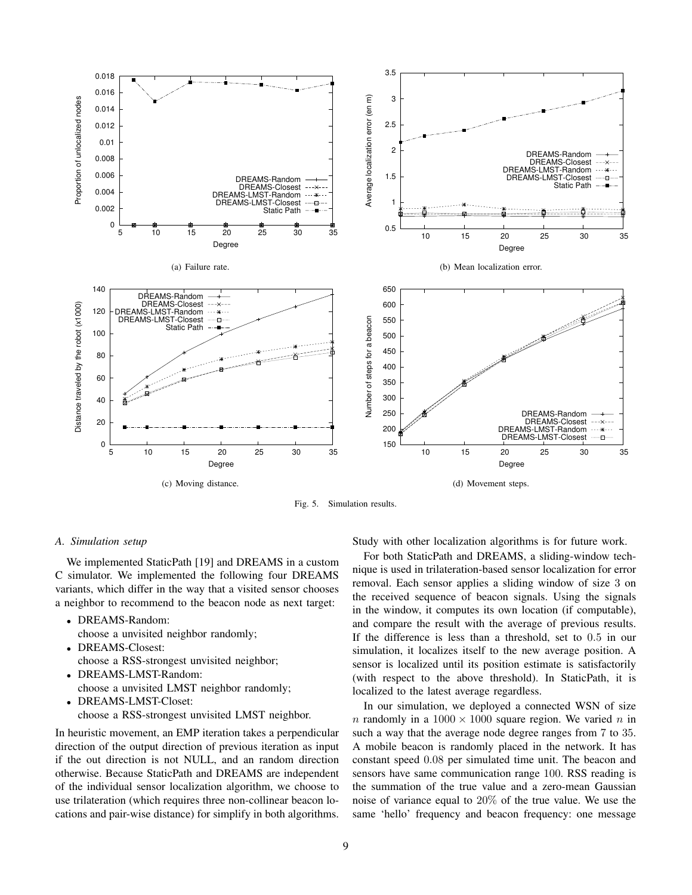(a) Failure rate.

(b) Mean localization error.

(c) Moving distance.

(d) Movement steps.

Fig. 5. Simulation results.

### A. Simulation setup

We implemented StaticPath [19] and DREAMS in a custom C simulator. We implemented the following four DREAMS variants, which differ in the way that a visited sensor chooses a neighbor to recommend to the beacon node as next target:

- DREAMS-Random:
  choose a unvisited neighbor randomly;
- DREAMS-Closest:
  choose a RSS-strongest unvisited neighbor;
- DREAMS-LMST-Random:
  choose a unvisited LMST neighbor randomly;
- DREAMS-LMST-Closet:
  choose a RSS-strongest unvisited LMST neighbor.

In heuristic movement, an EMP iteration takes a perpendicular direction of the output direction of previous iteration as input if the out direction is not NULL, and an random direction otherwise. Because StaticPath and DREAMS are independent of the individual sensor localization algorithm, we choose to use trilateration (which requires three non-collinear beacon locations and pair-wise distance) for simplify in both algorithms. Study with other localization algorithms is for future work.

For both StaticPath and DREAMS, a sliding-window technique is used in trilateration-based sensor localization for error removal. Each sensor applies a sliding window of size 3 on the received sequence of beacon signals. Using the signals in the window, it computes its own location (if computable), and compare the result with the average of previous results. If the difference is less than a threshold, set to $0.5$ in our simulation, it localizes itself to the new average position. A sensor is localized until its position estimate is satisfactorily (with respect to the above threshold). In StaticPath, it is localized to the latest average regardless.

In our simulation, we deployed a connected WSN of size $n$ randomly in a $1000 \times 1000$ square region. We varied $n$ in such a way that the average node degree ranges from 7 to 35. A mobile beacon is randomly placed in the network. It has constant speed $0.08$ per simulated time unit. The beacon and sensors have same communication range $100$. RSS reading is the summation of the true value and a zero-mean Gaussian noise of variance equal to $20\%$ of the true value. We use the same 'hello' frequency and beacon frequency: one message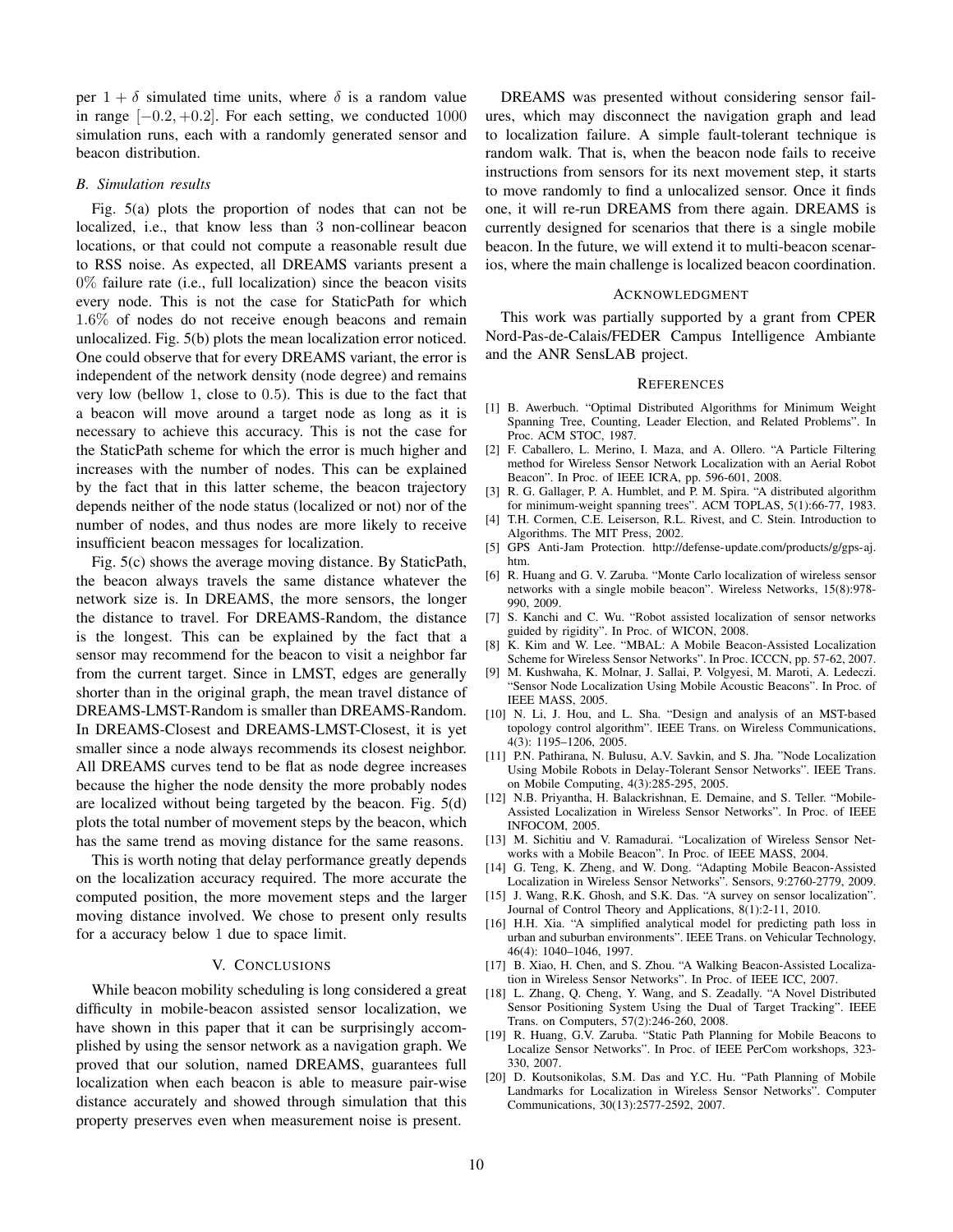per $1 + \delta$ simulated time units, where $\delta$ is a random value in range $[-0.2, +0.2]$. For each setting, we conducted 1000 simulation runs, each with a randomly generated sensor and beacon distribution.

### *B. Simulation results*

Fig. 5(a) plots the proportion of nodes that can not be localized, i.e., that know less than 3 non-collinear beacon locations, or that could not compute a reasonable result due to RSS noise. As expected, all DREAMS variants present a 0% failure rate (i.e., full localization) since the beacon visits every node. This is not the case for StaticPath for which 1.6% of nodes do not receive enough beacons and remain unlocalized. Fig. 5(b) plots the mean localization error noticed. One could observe that for every DREAMS variant, the error is independent of the network density (node degree) and remains very low (bellow 1, close to 0.5). This is due to the fact that a beacon will move around a target node as long as it is necessary to achieve this accuracy. This is not the case for the StaticPath scheme for which the error is much higher and increases with the number of nodes. This can be explained by the fact that in this latter scheme, the beacon trajectory depends neither of the node status (localized or not) nor of the number of nodes, and thus nodes are more likely to receive insufficient beacon messages for localization.

Fig. 5(c) shows the average moving distance. By StaticPath, the beacon always travels the same distance whatever the network size is. In DREAMS, the more sensors, the longer the distance to travel. For DREAMS-Random, the distance is the longest. This can be explained by the fact that a sensor may recommend for the beacon to visit a neighbor far from the current target. Since in LMST, edges are generally shorter than in the original graph, the mean travel distance of DREAMS-LMST-Random is smaller than DREAMS-Random. In DREAMS-Closest and DREAMS-LMST-Closest, it is yet smaller since a node always recommends its closest neighbor. All DREAMS curves tend to be flat as node degree increases because the higher the node density the more probably nodes are localized without being targeted by the beacon. Fig. 5(d) plots the total number of movement steps by the beacon, which has the same trend as moving distance for the same reasons.

This is worth noting that delay performance greatly depends on the localization accuracy required. The more accurate the computed position, the more movement steps and the larger moving distance involved. We chose to present only results for a accuracy below 1 due to space limit.

## V. Conclusions

While beacon mobility scheduling is long considered a great difficulty in mobile-beacon assisted sensor localization, we have shown in this paper that it can be surprisingly accomplished by using the sensor network as a navigation graph. We proved that our solution, named DREAMS, guarantees full localization when each beacon is able to measure pair-wise distance accurately and showed through simulation that this property preserves even when measurement noise is present.

DREAMS was presented without considering sensor failures, which may disconnect the navigation graph and lead to localization failure. A simple fault-tolerant technique is random walk. That is, when the beacon node fails to receive instructions from sensors for its next movement step, it starts to move randomly to find a unlocalized sensor. Once it finds one, it will re-run DREAMS from there again. DREAMS is currently designed for scenarios that there is a single mobile beacon. In the future, we will extend it to multi-beacon scenarios, where the main challenge is localized beacon coordination.

## Acknowledgment

This work was partially supported by a grant from CPER Nord-Pas-de-Calais/FEDER Campus Intelligence Ambiante and the ANR SensLAB project.

## References

[1] B. Awerbuch. "Optimal Distributed Algorithms for Minimum Weight Spanning Tree, Counting, Leader Election, and Related Problems". In Proc. ACM STOC, 1987.

[2] F. Caballero, L. Merino, I. Maza, and A. Ollero. "A Particle Filtering method for Wireless Sensor Network Localization with an Aerial Robot Beacon". In Proc. of IEEE ICRA, pp. 596-601, 2008.

[3] R. G. Gallager, P. A. Humblet, and P. M. Spira. "A distributed algorithm for minimum-weight spanning trees". ACM TOPLAS, 5(1):66-77, 1983.

[4] T.H. Cormen, C.E. Leiserson, R.L. Rivest, and C. Stein. Introduction to Algorithms. The MIT Press, 2002.

[5] GPS Anti-Jam Protection. http://defense-update.com/products/g/gps-aj.htm.

[6] R. Huang and G. V. Zaruba. "Monte Carlo localization of wireless sensor networks with a single mobile beacon". Wireless Networks, 15(8):978-990, 2009.

[7] S. Kanchi and C. Wu. "Robot assisted localization of sensor networks guided by rigidity". In Proc. of WICON, 2008.

[8] K. Kim and W. Lee. "MBAL: A Mobile Beacon-Assisted Localization Scheme for Wireless Sensor Networks". In Proc. ICCCN, pp. 57-62, 2007.

[9] M. Kushwaha, K. Molnar, J. Sallai, P. Volgyesi, M. Maroti, A. Ledeczi. "Sensor Node Localization Using Mobile Acoustic Beacons". In Proc. of IEEE MASS, 2005.

[10] N. Li, J. Hou, and L. Sha. "Design and analysis of an MST-based topology control algorithm". IEEE Trans. on Wireless Communications, 4(3): 1195–1206, 2005.

[11] P.N. Pathirana, N. Bulusu, A.V. Savkin, and S. Jha. "Node Localization Using Mobile Robots in Delay-Tolerant Sensor Networks". IEEE Trans. on Mobile Computing, 4(3):285-295, 2005.

[12] N.B. Priyantha, H. Balackrishnan, E. Demaine, and S. Teller. "Mobile-Assisted Localization in Wireless Sensor Networks". In Proc. of IEEE INFOCOM, 2005.

[13] M. Sichitiu and V. Ramadurai. "Localization of Wireless Sensor Networks with a Mobile Beacon". In Proc. of IEEE MASS, 2004.

[14] G. Teng, K. Zheng, and W. Dong. "Adapting Mobile Beacon-Assisted Localization in Wireless Sensor Networks". Sensors, 9:2760-2779, 2009.

[15] J. Wang, R.K. Ghosh, and S.K. Das. "A survey on sensor localization". Journal of Control Theory and Applications, 8(1):2-11, 2010.

[16] H.H. Xia. "A simplified analytical model for predicting path loss in urban and suburban environments". IEEE Trans. on Vehicular Technology, 46(4): 1040–1046, 1997.

[17] B. Xiao, H. Chen, and S. Zhou. "A Walking Beacon-Assisted Localization in Wireless Sensor Networks". In Proc. of IEEE ICC, 2007.

[18] L. Zhang, Q. Cheng, Y. Wang, and S. Zeadally. "A Novel Distributed Sensor Positioning System Using the Dual of Target Tracking". IEEE Trans. on Computers, 57(2):246-260, 2008.

[19] R. Huang, G.V. Zaruba. "Static Path Planning for Mobile Beacons to Localize Sensor Networks". In Proc. of IEEE PerCom workshops, 323-330, 2007.

[20] D. Koutsonikolas, S.M. Das and Y.C. Hu. "Path Planning of Mobile Landmarks for Localization in Wireless Sensor Networks". Computer Communications, 30(13):2577-2592, 2007.